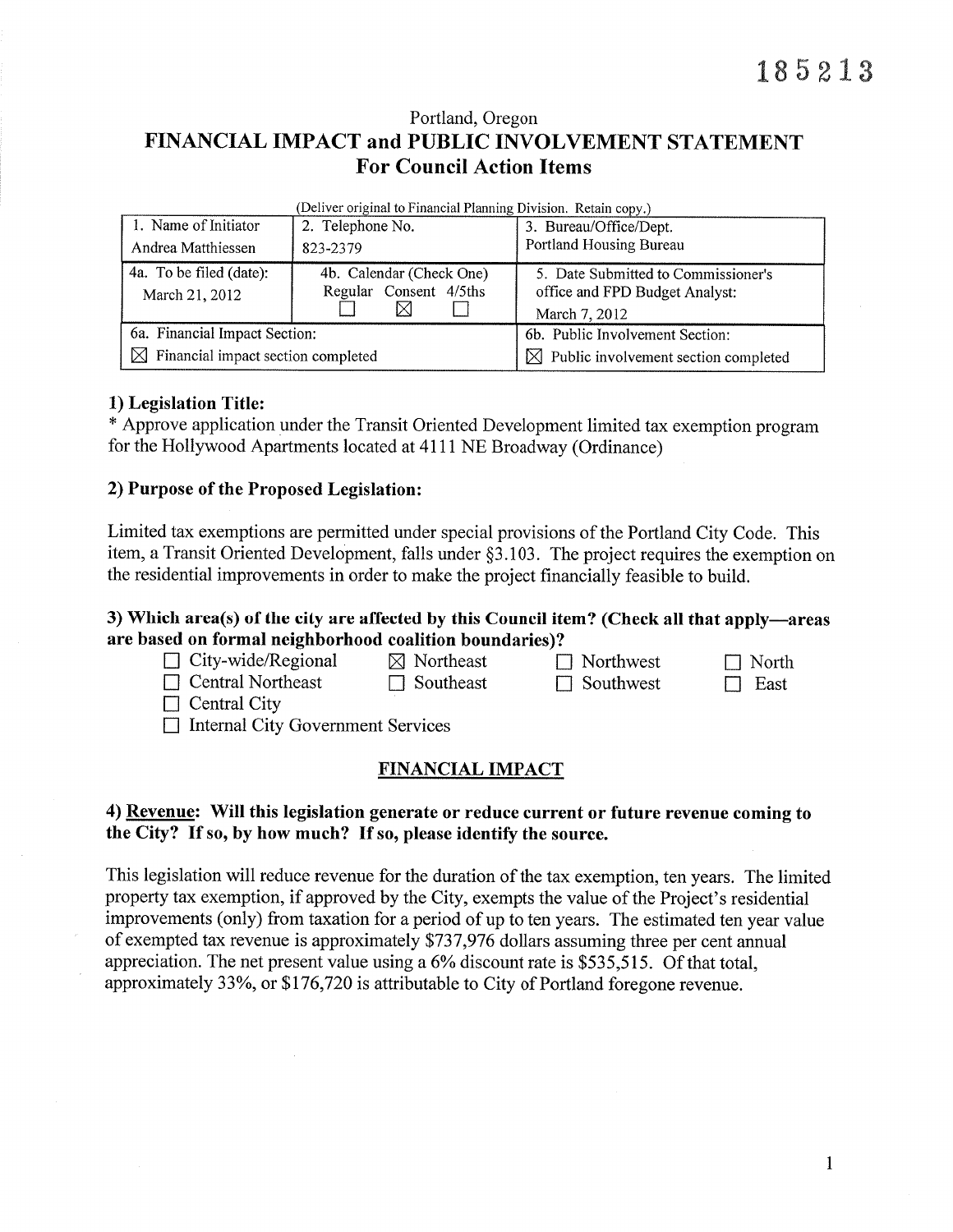185213

Portland, Oregon

# FINANCIAL IMPACT and PUBLIC INVOLVEMENT STATEMENT
## For Council Action Items

(Deliver original to Financial Planning Division. Retain copy.)

| 1. Name of Initiator | 2. Telephone No. | 3. Bureau/Office/Dept. |
|---|---|---|
| Andrea Matthiessen | 823-2379 | Portland Housing Bureau |
| 4a. To be filed (date): March 21, 2012 | 4b. Calendar (Check One) Regular ☐ Consent ☒ 4/5ths ☐ | 5. Date Submitted to Commissioner's office and FPD Budget Analyst: March 7, 2012 |
| 6a. Financial Impact Section: ☒ Financial impact section completed | | 6b. Public Involvement Section: ☒ Public involvement section completed |

### 1) Legislation Title:

* Approve application under the Transit Oriented Development limited tax exemption program for the Hollywood Apartments located at 4111 NE Broadway (Ordinance)

### 2) Purpose of the Proposed Legislation:

Limited tax exemptions are permitted under special provisions of the Portland City Code. This item, a Transit Oriented Development, falls under §3.103. The project requires the exemption on the residential improvements in order to make the project financially feasible to build.

### 3) Which area(s) of the city are affected by this Council item? (Check all that apply—areas are based on formal neighborhood coalition boundaries)?

☐ City-wide/Regional ☒ Northeast ☐ Northwest ☐ North
☐ Central Northeast ☐ Southeast ☐ Southwest ☐ East
☐ Central City
☐ Internal City Government Services

## FINANCIAL IMPACT

### 4) Revenue: Will this legislation generate or reduce current or future revenue coming to the City? If so, by how much? If so, please identify the source.

This legislation will reduce revenue for the duration of the tax exemption, ten years. The limited property tax exemption, if approved by the City, exempts the value of the Project's residential improvements (only) from taxation for a period of up to ten years. The estimated ten year value of exempted tax revenue is approximately $737,976 dollars assuming three per cent annual appreciation. The net present value using a 6% discount rate is $535,515. Of that total, approximately 33%, or $176,720 is attributable to City of Portland foregone revenue.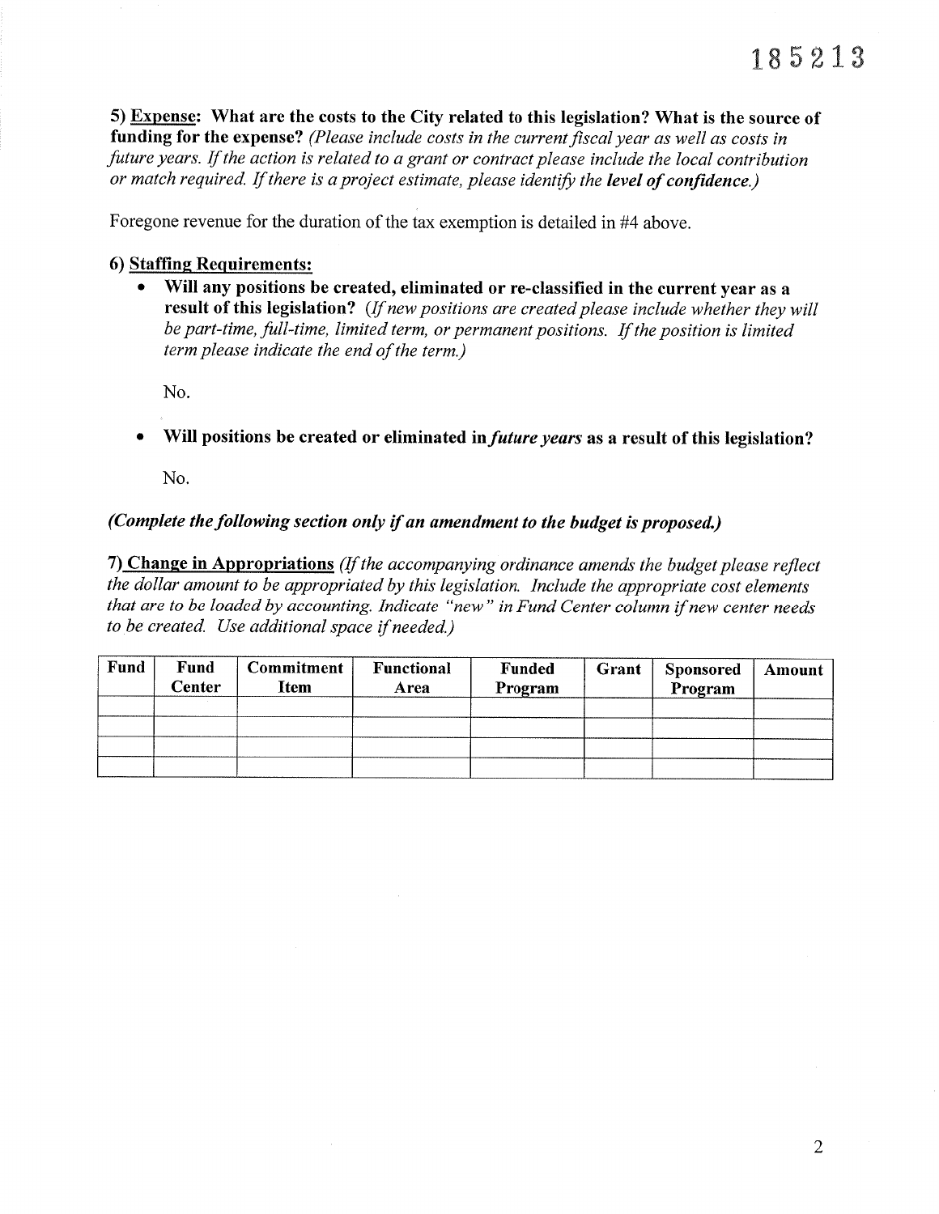185213

**5) <u>Expense</u>: What are the costs to the City related to this legislation? What is the source of funding for the expense?** *(Please include costs in the current fiscal year as well as costs in future years. If the action is related to a grant or contract please include the local contribution or match required. If there is a project estimate, please identify the **level of confidence**.)*

Foregone revenue for the duration of the tax exemption is detailed in #4 above.

**6) <u>Staffing Requirements</u>:**

- **Will any positions be created, eliminated or re-classified in the current year as a result of this legislation?** *(If new positions are created please include whether they will be part-time, full-time, limited term, or permanent positions. If the position is limited term please indicate the end of the term.)*

  No.

- **Will positions be created or eliminated in *future years* as a result of this legislation?**

  No.

***(Complete the following section only if an amendment to the budget is proposed.)***

**7) <u>Change in Appropriations</u>** *(If the accompanying ordinance amends the budget please reflect the dollar amount to be appropriated by this legislation. Include the appropriate cost elements that are to be loaded by accounting. Indicate "new" in Fund Center column if new center needs to be created. Use additional space if needed.)*

| Fund | Fund Center | Commitment Item | Functional Area | Funded Program | Grant | Sponsored Program | Amount |
|---|---|---|---|---|---|---|---|
| | | | | | | | |
| | | | | | | | |
| | | | | | | | |
| | | | | | | | |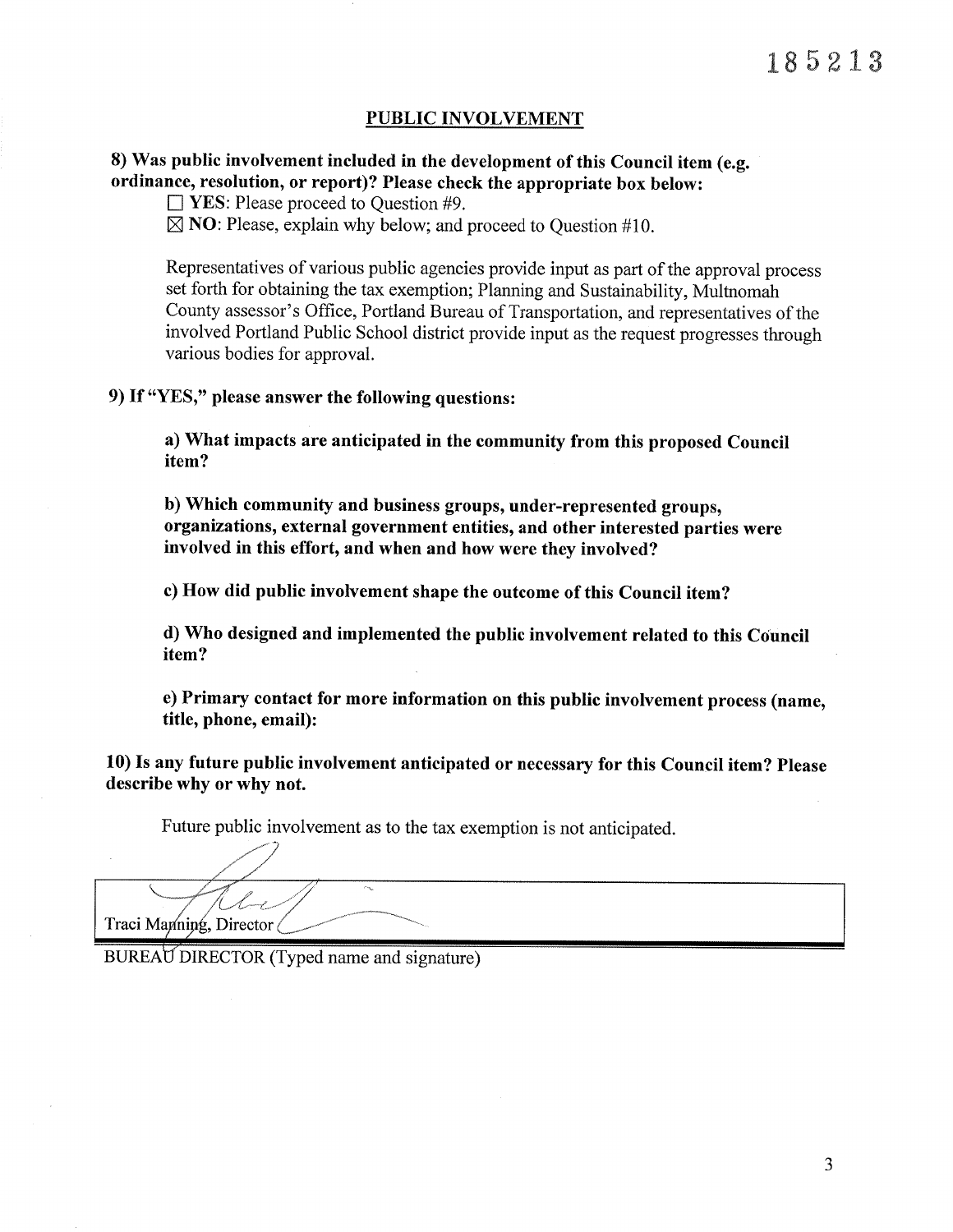185213

## PUBLIC INVOLVEMENT

**8) Was public involvement included in the development of this Council item (e.g. ordinance, resolution, or report)? Please check the appropriate box below:**

☐ **YES**: Please proceed to Question #9.

☒ **NO**: Please, explain why below; and proceed to Question #10.

Representatives of various public agencies provide input as part of the approval process set forth for obtaining the tax exemption; Planning and Sustainability, Multnomah County assessor's Office, Portland Bureau of Transportation, and representatives of the involved Portland Public School district provide input as the request progresses through various bodies for approval.

**9) If "YES," please answer the following questions:**

**a) What impacts are anticipated in the community from this proposed Council item?**

**b) Which community and business groups, under-represented groups, organizations, external government entities, and other interested parties were involved in this effort, and when and how were they involved?**

**c) How did public involvement shape the outcome of this Council item?**

**d) Who designed and implemented the public involvement related to this Council item?**

**e) Primary contact for more information on this public involvement process (name, title, phone, email):**

**10) Is any future public involvement anticipated or necessary for this Council item? Please describe why or why not.**

Future public involvement as to the tax exemption is not anticipated.

Traci Manning, Director

BUREAU DIRECTOR (Typed name and signature)